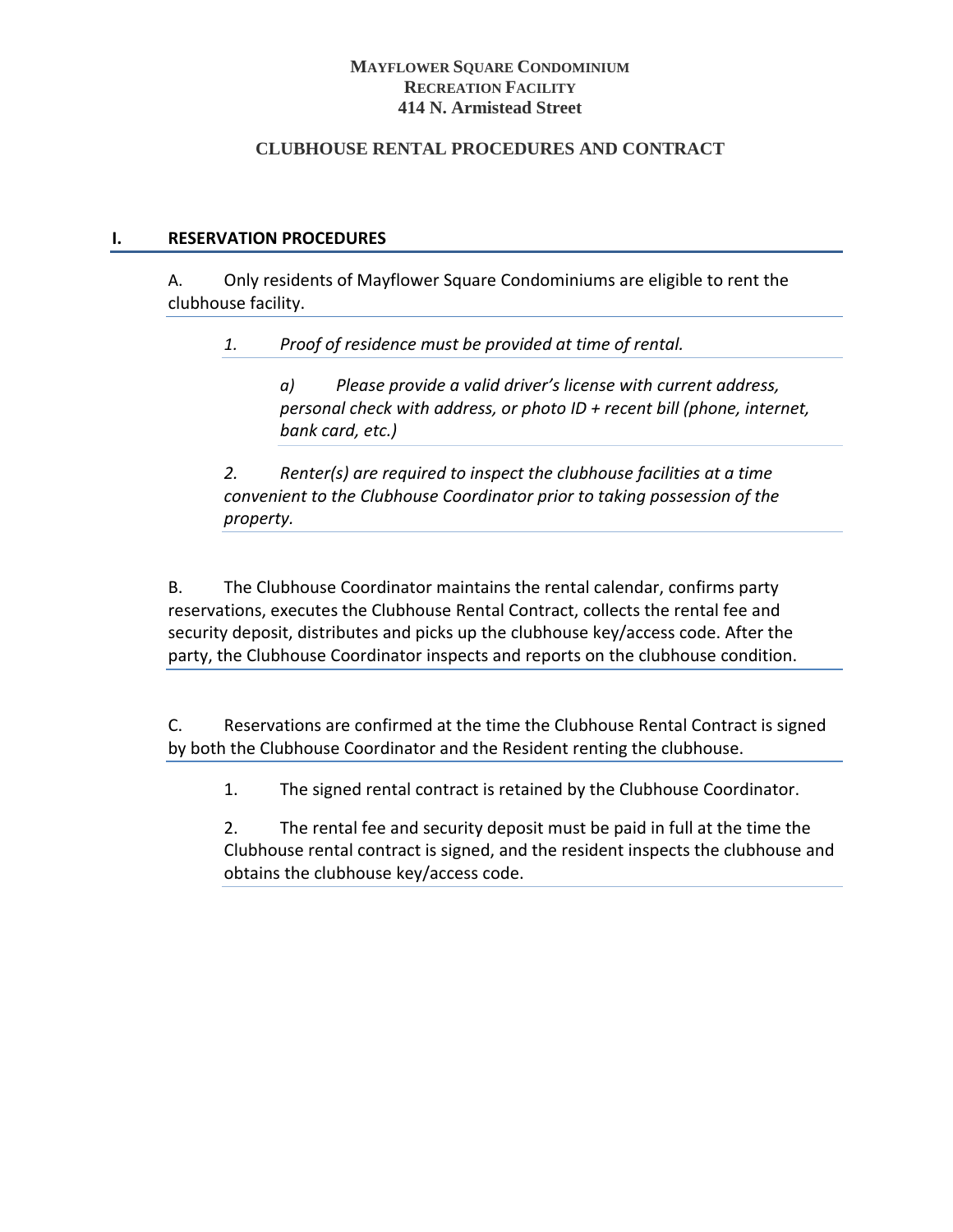**MAYFLOWER SQUARE CONDOMINIUM**
**RECREATION FACILITY**
**414 N. Armistead Street**

# CLUBHOUSE RENTAL PROCEDURES AND CONTRACT

## I. RESERVATION PROCEDURES

A. Only residents of Mayflower Square Condominiums are eligible to rent the clubhouse facility.

*1. Proof of residence must be provided at time of rental.*

*a) Please provide a valid driver's license with current address, personal check with address, or photo ID + recent bill (phone, internet, bank card, etc.)*

*2. Renter(s) are required to inspect the clubhouse facilities at a time convenient to the Clubhouse Coordinator prior to taking possession of the property.*

B. The Clubhouse Coordinator maintains the rental calendar, confirms party reservations, executes the Clubhouse Rental Contract, collects the rental fee and security deposit, distributes and picks up the clubhouse key/access code. After the party, the Clubhouse Coordinator inspects and reports on the clubhouse condition.

C. Reservations are confirmed at the time the Clubhouse Rental Contract is signed by both the Clubhouse Coordinator and the Resident renting the clubhouse.

1. The signed rental contract is retained by the Clubhouse Coordinator.

2. The rental fee and security deposit must be paid in full at the time the Clubhouse rental contract is signed, and the resident inspects the clubhouse and obtains the clubhouse key/access code.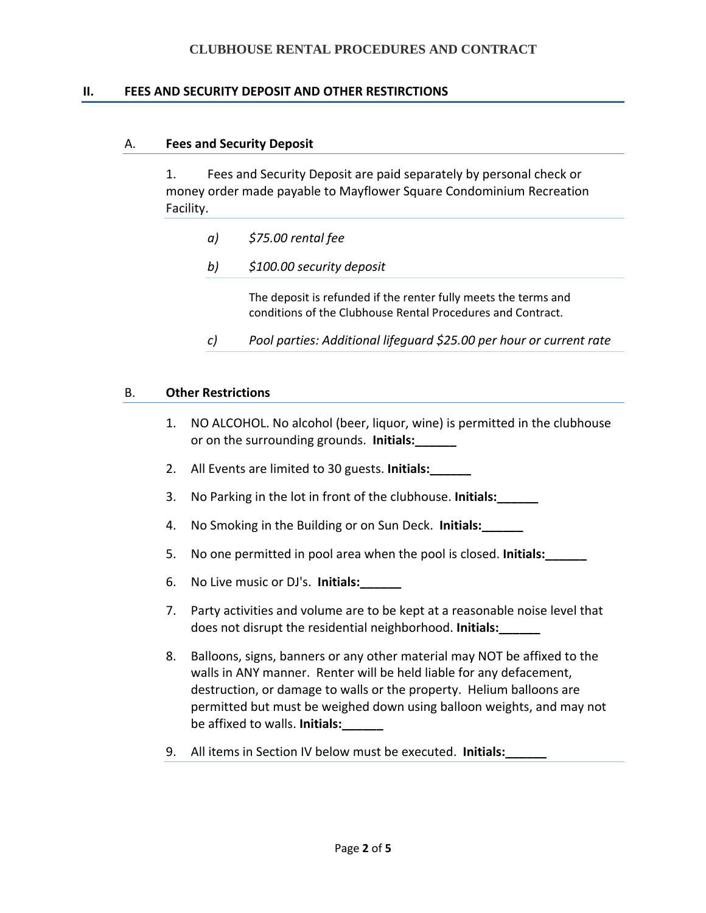## II. FEES AND SECURITY DEPOSIT AND OTHER RESTIRCTIONS

### A. Fees and Security Deposit

1. Fees and Security Deposit are paid separately by personal check or money order made payable to Mayflower Square Condominium Recreation Facility.

   a) *$75.00 rental fee*

   b) *$100.00 security deposit*

      The deposit is refunded if the renter fully meets the terms and conditions of the Clubhouse Rental Procedures and Contract.

   c) *Pool parties: Additional lifeguard $25.00 per hour or current rate*

### B. Other Restrictions

1. NO ALCOHOL. No alcohol (beer, liquor, wine) is permitted in the clubhouse or on the surrounding grounds. **Initials:______**
2. All Events are limited to 30 guests. **Initials:______**
3. No Parking in the lot in front of the clubhouse. **Initials:______**
4. No Smoking in the Building or on Sun Deck. **Initials:______**
5. No one permitted in pool area when the pool is closed. **Initials:______**
6. No Live music or DJ's. **Initials:______**
7. Party activities and volume are to be kept at a reasonable noise level that does not disrupt the residential neighborhood. **Initials:______**
8. Balloons, signs, banners or any other material may NOT be affixed to the walls in ANY manner. Renter will be held liable for any defacement, destruction, or damage to walls or the property. Helium balloons are permitted but must be weighed down using balloon weights, and may not be affixed to walls. **Initials:______**
9. All items in Section IV below must be executed. **Initials:______**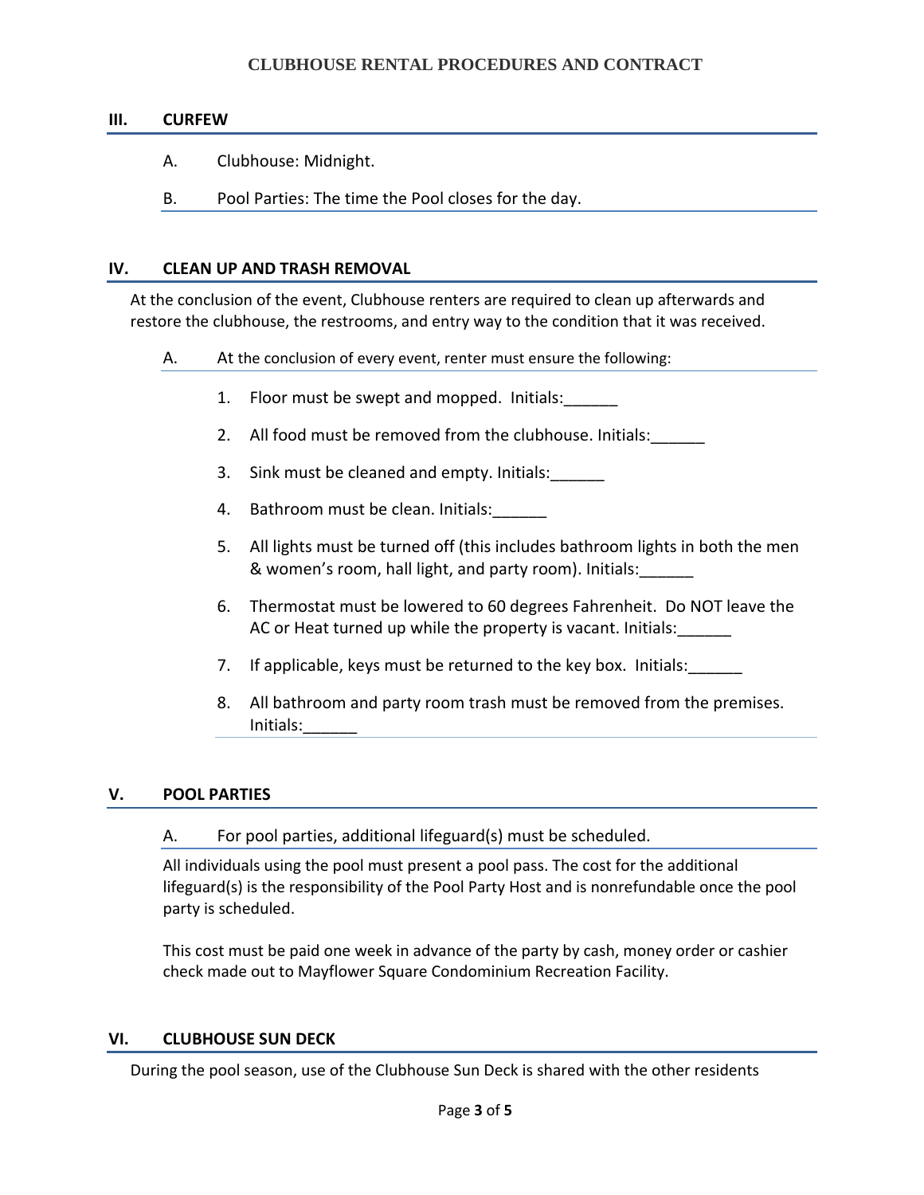## III. CURFEW

A. Clubhouse: Midnight.

B. Pool Parties: The time the Pool closes for the day.

## IV. CLEAN UP AND TRASH REMOVAL

At the conclusion of the event, Clubhouse renters are required to clean up afterwards and restore the clubhouse, the restrooms, and entry way to the condition that it was received.

A. At the conclusion of every event, renter must ensure the following:

1. Floor must be swept and mopped. Initials:______
2. All food must be removed from the clubhouse. Initials:______
3. Sink must be cleaned and empty. Initials:______
4. Bathroom must be clean. Initials:______
5. All lights must be turned off (this includes bathroom lights in both the men & women's room, hall light, and party room). Initials:______
6. Thermostat must be lowered to 60 degrees Fahrenheit. Do NOT leave the AC or Heat turned up while the property is vacant. Initials:______
7. If applicable, keys must be returned to the key box. Initials:______
8. All bathroom and party room trash must be removed from the premises. Initials:______

## V. POOL PARTIES

A. For pool parties, additional lifeguard(s) must be scheduled.

All individuals using the pool must present a pool pass. The cost for the additional lifeguard(s) is the responsibility of the Pool Party Host and is nonrefundable once the pool party is scheduled.

This cost must be paid one week in advance of the party by cash, money order or cashier check made out to Mayflower Square Condominium Recreation Facility.

## VI. CLUBHOUSE SUN DECK

During the pool season, use of the Clubhouse Sun Deck is shared with the other residents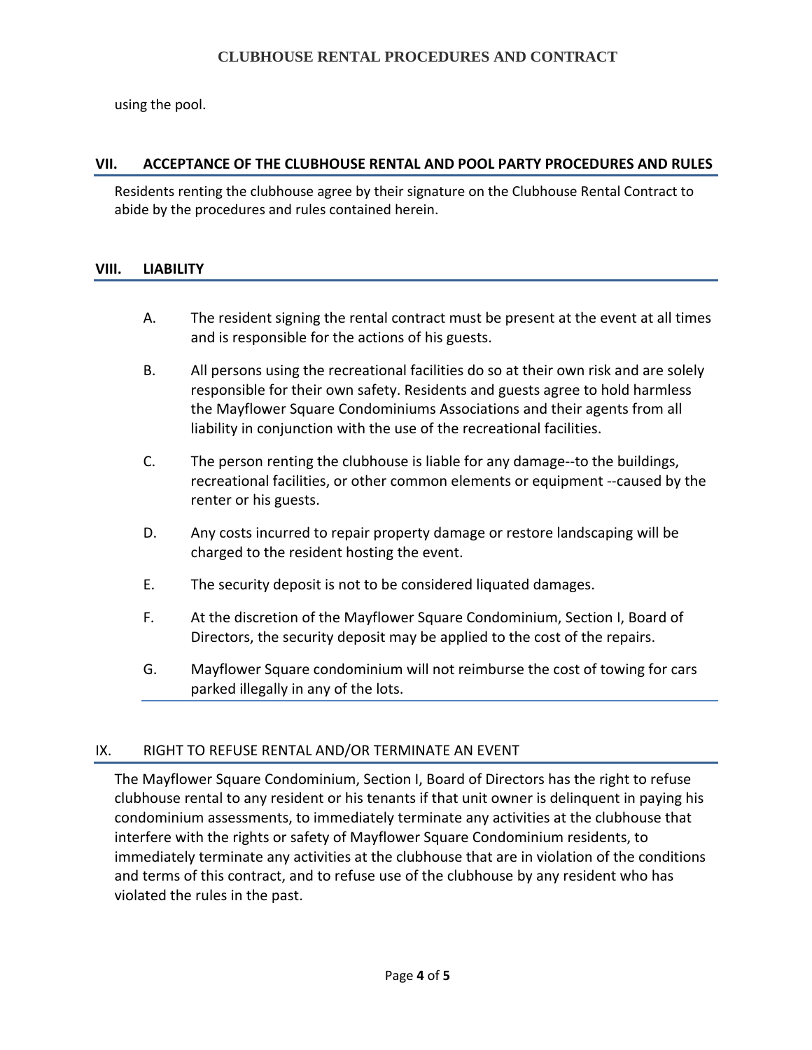using the pool.

## VII. ACCEPTANCE OF THE CLUBHOUSE RENTAL AND POOL PARTY PROCEDURES AND RULES

Residents renting the clubhouse agree by their signature on the Clubhouse Rental Contract to abide by the procedures and rules contained herein.

## VIII. LIABILITY

A. The resident signing the rental contract must be present at the event at all times and is responsible for the actions of his guests.

B. All persons using the recreational facilities do so at their own risk and are solely responsible for their own safety. Residents and guests agree to hold harmless the Mayflower Square Condominiums Associations and their agents from all liability in conjunction with the use of the recreational facilities.

C. The person renting the clubhouse is liable for any damage--to the buildings, recreational facilities, or other common elements or equipment --caused by the renter or his guests.

D. Any costs incurred to repair property damage or restore landscaping will be charged to the resident hosting the event.

E. The security deposit is not to be considered liquated damages.

F. At the discretion of the Mayflower Square Condominium, Section I, Board of Directors, the security deposit may be applied to the cost of the repairs.

G. Mayflower Square condominium will not reimburse the cost of towing for cars parked illegally in any of the lots.

## IX. RIGHT TO REFUSE RENTAL AND/OR TERMINATE AN EVENT

The Mayflower Square Condominium, Section I, Board of Directors has the right to refuse clubhouse rental to any resident or his tenants if that unit owner is delinquent in paying his condominium assessments, to immediately terminate any activities at the clubhouse that interfere with the rights or safety of Mayflower Square Condominium residents, to immediately terminate any activities at the clubhouse that are in violation of the conditions and terms of this contract, and to refuse use of the clubhouse by any resident who has violated the rules in the past.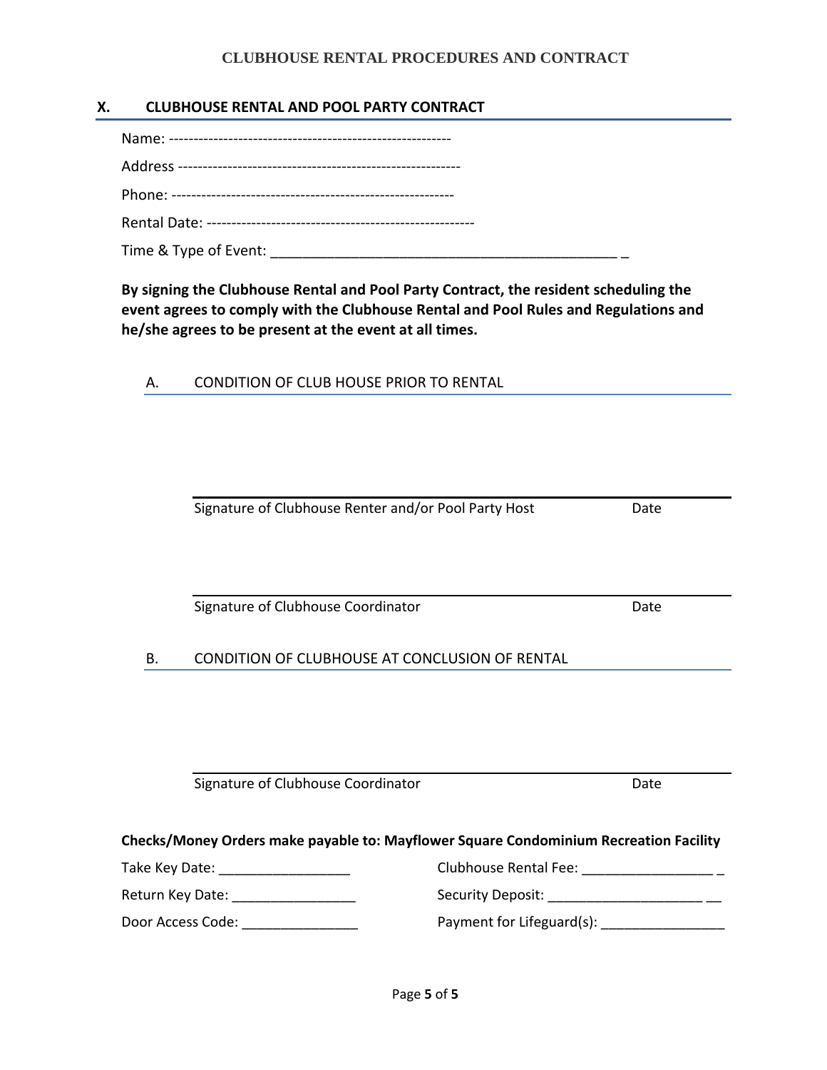# CLUBHOUSE RENTAL PROCEDURES AND CONTRACT

## X. CLUBHOUSE RENTAL AND POOL PARTY CONTRACT

Name: ---------------------------------------------------------

Address ----------------------------------------------------------

Phone: ---------------------------------------------------------

Rental Date: ------------------------------------------------------

Time & Type of Event: _____________________________________________ _

**By signing the Clubhouse Rental and Pool Party Contract, the resident scheduling the event agrees to comply with the Clubhouse Rental and Pool Rules and Regulations and he/she agrees to be present at the event at all times.**

### A. CONDITION OF CLUB HOUSE PRIOR TO RENTAL

Signature of Clubhouse Renter and/or Pool Party Host Date

Signature of Clubhouse Coordinator Date

### B. CONDITION OF CLUBHOUSE AT CONCLUSION OF RENTAL

Signature of Clubhouse Coordinator Date

**Checks/Money Orders make payable to: Mayflower Square Condominium Recreation Facility**

Take Key Date: _________________

Return Key Date: ________________

Door Access Code: _______________

Clubhouse Rental Fee: _________________ _

Security Deposit: _____________________ __

Payment for Lifeguard(s): ________________